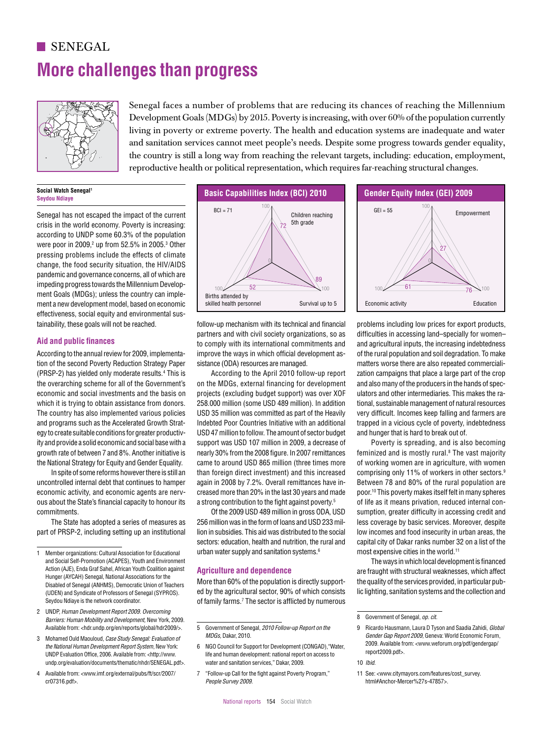# SENEGAL

# More challenges than progress

Senegal faces a number of problems that are reducing its chances of reaching the Millennium Development Goals (MDGs) by 2015. Poverty is increasing, with over 60% of the population currently living in poverty or extreme poverty. The health and education systems are inadequate and water and sanitation services cannot meet people's needs. Despite some progress towards gender equality, the country is still a long way from reaching the relevant targets, including: education, employment, reproductive health or political representation, which requires far-reaching structural changes.

**Social Watch Senegal**[1]
**Seydou Ndiaye**

Senegal has not escaped the impact of the current crisis in the world economy. Poverty is increasing: according to UNDP some 60.3% of the population were poor in 2009,[2] up from 52.5% in 2005.[3] Other pressing problems include the effects of climate change, the food security situation, the HIV/AIDS pandemic and governance concerns, all of which are impeding progress towards the Millennium Development Goals (MDGs); unless the country can implement a new development model, based on economic effectiveness, social equity and environmental sustainability, these goals will not be reached.

## Aid and public finances

According to the annual review for 2009, implementation of the second Poverty Reduction Strategy Paper (PRSP-2) has yielded only moderate results.[4] This is the overarching scheme for all of the Government's economic and social investments and the basis on which it is trying to obtain assistance from donors. The country has also implemented various policies and programs such as the Accelerated Growth Strategy to create suitable conditions for greater productivity and provide a solid economic and social base with a growth rate of between 7 and 8%. Another initiative is the National Strategy for Equity and Gender Equality.

In spite of some reforms however there is still an uncontrolled internal debt that continues to hamper economic activity, and economic agents are nervous about the State's financial capacity to honour its commitments.

The State has adopted a series of measures as part of PRSP-2, including setting up an institutional follow-up mechanism with its technical and financial partners and with civil society organizations, so as to comply with its international commitments and improve the ways in which official development assistance (ODA) resources are managed.

**Basic Capabilities Index (BCI) 2010**

BCI = 71
Children reaching 5th grade
72
Survival up to 5
89
Births attended by skilled health personnel
52
100
0

**Gender Equity Index (GEI) 2009**

GEI = 55
Empowerment
27
Education
76
Economic activity
61
100
0

According to the April 2010 follow-up report on the MDGs, external financing for development projects (excluding budget support) was over XOF 258.000 million (some USD 489 million). In addition USD 35 million was committed as part of the Heavily Indebted Poor Countries Initiative with an additional USD 47 million to follow. The amount of sector budget support was USD 107 million in 2009, a decrease of nearly 30% from the 2008 figure. In 2007 remittances came to around USD 865 million (three times more than foreign direct investment) and this increased again in 2008 by 7.2%. Overall remittances have increased more than 20% in the last 30 years and made a strong contribution to the fight against poverty.[5]

Of the 2009 USD 489 million in gross ODA, USD 256 million was in the form of loans and USD 233 million in subsidies. This aid was distributed to the social sectors: education, health and nutrition, the rural and urban water supply and sanitation systems.[6]

## Agriculture and dependence

More than 60% of the population is directly supported by the agricultural sector, 90% of which consists of family farms.[7] The sector is afflicted by numerous problems including low prices for export products, difficulties in accessing land–specially for women–and agricultural inputs, the increasing indebtedness of the rural population and soil degradation. To make matters worse there are also repeated commercialization campaigns that place a large part of the crop and also many of the producers in the hands of speculators and other intermediaries. This makes the rational, sustainable management of natural resources very difficult. Incomes keep falling and farmers are trapped in a vicious cycle of poverty, indebtedness and hunger that is hard to break out of.

Poverty is spreading, and is also becoming feminized and is mostly rural.[8] The vast majority of working women are in agriculture, with women comprising only 11% of workers in other sectors.[9] Between 78 and 80% of the rural population are poor.[10] This poverty makes itself felt in many spheres of life as it means privation, reduced internal consumption, greater difficulty in accessing credit and less coverage by basic services. Moreover, despite low incomes and food insecurity in urban areas, the capital city of Dakar ranks number 32 on a list of the most expensive cities in the world.[11]

The ways in which local development is financed are fraught with structural weaknesses, which affect the quality of the services provided, in particular public lighting, sanitation systems and the collection and

---

1 Member organizations: Cultural Association for Educational and Social Self-Promotion (ACAPES), Youth and Environment Action (AJE), Enda Graf Sahel, African Youth Coalition against Hunger (AYCAH) Senegal, National Associations for the Disabled of Senegal (ANHMS), Democratic Union of Teachers (UDEN) and Syndicate of Professors of Senegal (SYPROS). Seydou Ndiaye is the network coordinator.

2 UNDP, *Human Development Report 2009. Overcoming Barriers: Human Mobility and Development*, New York, 2009. Available from: <hdr.undp.org/en/reports/global/hdr2009/>.

3 Mohamed Ould Maouloud, *Case Study Senegal: Evaluation of the National Human Development Report System*, New York: UNDP Evaluation Office, 2006. Available from: <http://www.undp.org/evaluation/documents/thematic/nhdr/SENEGAL.pdf>.

4 Available from: <www.imf.org/external/pubs/ft/scr/2007/cr07316.pdf>.

5 Government of Senegal, *2010 Follow-up Report on the MDGs*, Dakar, 2010.

6 NGO Council for Support for Development (CONGAD),"Water, life and human development: national report on access to water and sanitation services," Dakar, 2009.

7 "Follow-up Call for the fight against Poverty Program," *People Survey 2009*.

8 Government of Senegal, *op. cit.*

9 Ricardo Hausmann, Laura D Tyson and Saadia Zahidi, *Global Gender Gap Report 2009*, Geneva: World Economic Forum, 2009. Available from: <www.weforum.org/pdf/gendergap/report2009.pdf>.

10 *Ibid.*

11 See: <www.citymayors.com/features/cost_survey.html#Anchor-Mercer%27s-47857>.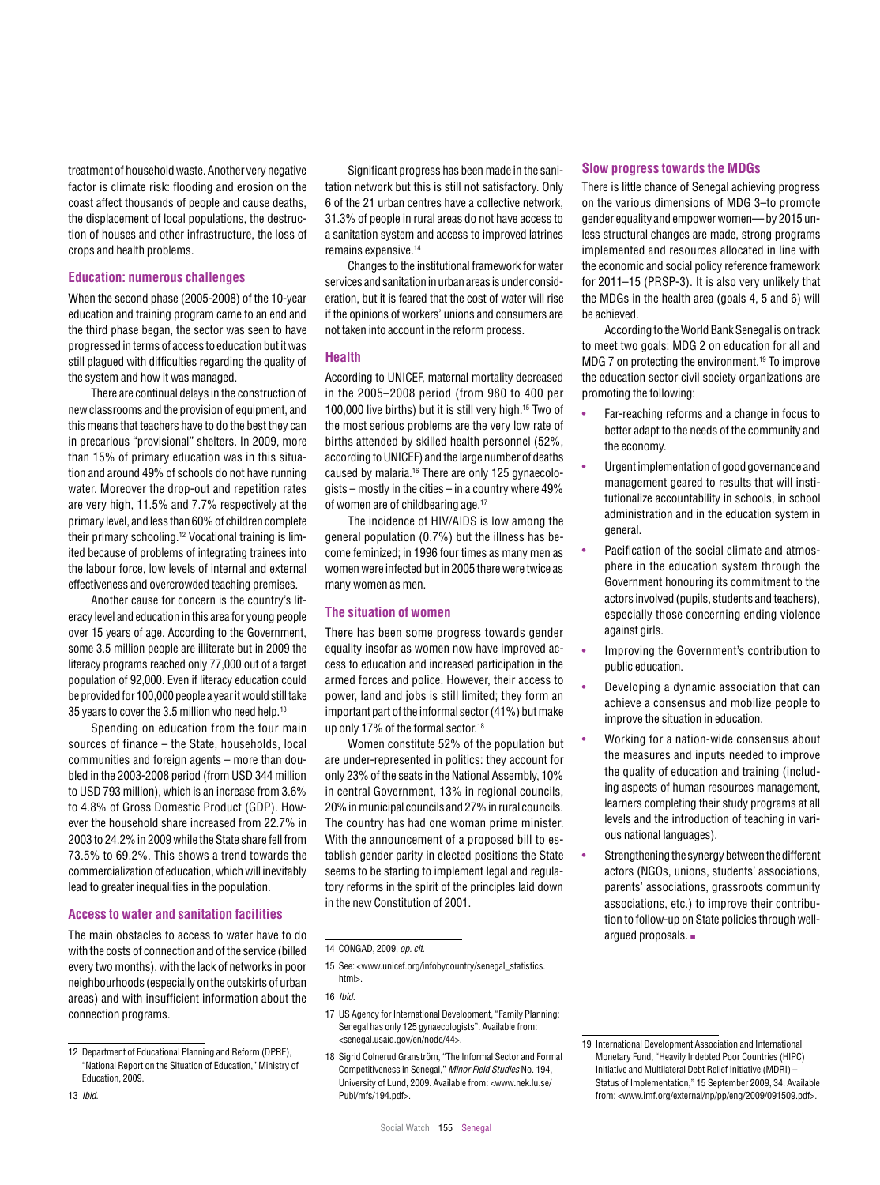treatment of household waste. Another very negative factor is climate risk: flooding and erosion on the coast affect thousands of people and cause deaths, the displacement of local populations, the destruction of houses and other infrastructure, the loss of crops and health problems.

### Education: numerous challenges

When the second phase (2005-2008) of the 10-year education and training program came to an end and the third phase began, the sector was seen to have progressed in terms of access to education but it was still plagued with difficulties regarding the quality of the system and how it was managed.

There are continual delays in the construction of new classrooms and the provision of equipment, and this means that teachers have to do the best they can in precarious "provisional" shelters. In 2009, more than 15% of primary education was in this situation and around 49% of schools do not have running water. Moreover the drop-out and repetition rates are very high, 11.5% and 7.7% respectively at the primary level, and less than 60% of children complete their primary schooling.[12] Vocational training is limited because of problems of integrating trainees into the labour force, low levels of internal and external effectiveness and overcrowded teaching premises.

Another cause for concern is the country's literacy level and education in this area for young people over 15 years of age. According to the Government, some 3.5 million people are illiterate but in 2009 the literacy programs reached only 77,000 out of a target population of 92,000. Even if literacy education could be provided for 100,000 people a year it would still take 35 years to cover the 3.5 million who need help.[13]

Spending on education from the four main sources of finance – the State, households, local communities and foreign agents – more than doubled in the 2003-2008 period (from USD 344 million to USD 793 million), which is an increase from 3.6% to 4.8% of Gross Domestic Product (GDP). However the household share increased from 22.7% in 2003 to 24.2% in 2009 while the State share fell from 73.5% to 69.2%. This shows a trend towards the commercialization of education, which will inevitably lead to greater inequalities in the population.

### Access to water and sanitation facilities

The main obstacles to access to water have to do with the costs of connection and of the service (billed every two months), with the lack of networks in poor neighbourhoods (especially on the outskirts of urban areas) and with insufficient information about the connection programs.

Significant progress has been made in the sanitation network but this is still not satisfactory. Only 6 of the 21 urban centres have a collective network, 31.3% of people in rural areas do not have access to a sanitation system and access to improved latrines remains expensive.[14]

Changes to the institutional framework for water services and sanitation in urban areas is under consideration, but it is feared that the cost of water will rise if the opinions of workers' unions and consumers are not taken into account in the reform process.

### Health

According to UNICEF, maternal mortality decreased in the 2005–2008 period (from 980 to 400 per 100,000 live births) but it is still very high.[15] Two of the most serious problems are the very low rate of births attended by skilled health personnel (52%, according to UNICEF) and the large number of deaths caused by malaria.[16] There are only 125 gynaecologists – mostly in the cities – in a country where 49% of women are of childbearing age.[17]

The incidence of HIV/AIDS is low among the general population (0.7%) but the illness has become feminized; in 1996 four times as many men as women were infected but in 2005 there were twice as many women as men.

### The situation of women

There has been some progress towards gender equality insofar as women now have improved access to education and increased participation in the armed forces and police. However, their access to power, land and jobs is still limited; they form an important part of the informal sector (41%) but make up only 17% of the formal sector.[18]

Women constitute 52% of the population but are under-represented in politics: they account for only 23% of the seats in the National Assembly, 10% in central Government, 13% in regional councils, 20% in municipal councils and 27% in rural councils. The country has had one woman prime minister. With the announcement of a proposed bill to establish gender parity in elected positions the State seems to be starting to implement legal and regulatory reforms in the spirit of the principles laid down in the new Constitution of 2001.

### Slow progress towards the MDGs

There is little chance of Senegal achieving progress on the various dimensions of MDG 3–to promote gender equality and empower women—by 2015 unless structural changes are made, strong programs implemented and resources allocated in line with the economic and social policy reference framework for 2011–15 (PRSP-3). It is also very unlikely that the MDGs in the health area (goals 4, 5 and 6) will be achieved.

According to the World Bank Senegal is on track to meet two goals: MDG 2 on education for all and MDG 7 on protecting the environment.[19] To improve the education sector civil society organizations are promoting the following:

- Far-reaching reforms and a change in focus to better adapt to the needs of the community and the economy.
- Urgent implementation of good governance and management geared to results that will institutionalize accountability in schools, in school administration and in the education system in general.
- Pacification of the social climate and atmosphere in the education system through the Government honouring its commitment to the actors involved (pupils, students and teachers), especially those concerning ending violence against girls.
- Improving the Government's contribution to public education.
- Developing a dynamic association that can achieve a consensus and mobilize people to improve the situation in education.
- Working for a nation-wide consensus about the measures and inputs needed to improve the quality of education and training (including aspects of human resources management, learners completing their study programs at all levels and the introduction of teaching in various national languages).
- Strengthening the synergy between the different actors (NGOs, unions, students' associations, parents' associations, grassroots community associations, etc.) to improve their contribution to follow-up on State policies through well-argued proposals. ■

---

12 Department of Educational Planning and Reform (DPRE), "National Report on the Situation of Education," Ministry of Education, 2009.

13 *Ibid.*

14 CONGAD, 2009, *op. cit.*

15 See: <www.unicef.org/infobycountry/senegal_statistics.html>.

16 *Ibid.*

17 US Agency for International Development, "Family Planning: Senegal has only 125 gynaecologists". Available from: <senegal.usaid.gov/en/node/44>.

18 Sigrid Colnerud Granström, "The Informal Sector and Formal Competitiveness in Senegal," *Minor Field Studies* No. 194, University of Lund, 2009. Available from: <www.nek.lu.se/Publ/mfs/194.pdf>.

19 International Development Association and International Monetary Fund, "Heavily Indebted Poor Countries (HIPC) Initiative and Multilateral Debt Relief Initiative (MDRI) – Status of Implementation," 15 September 2009, 34. Available from: <www.imf.org/external/np/pp/eng/2009/091509.pdf>.